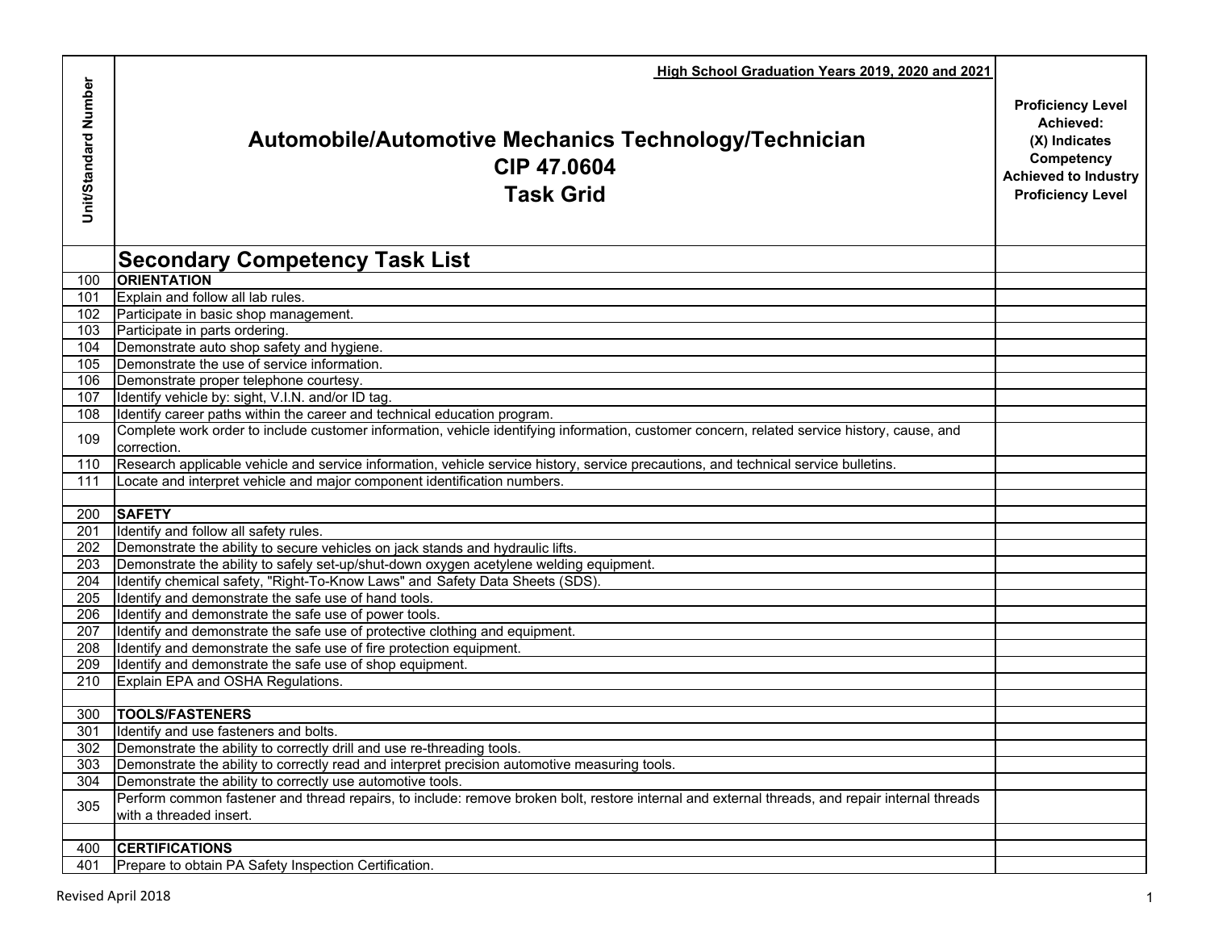| Unit/Standard Number | High School Graduation Years 2019, 2020 and 2021<br><br>**Automobile/Automotive Mechanics Technology/Technician**<br>**CIP 47.0604**<br>**Task Grid** | Proficiency Level Achieved: (X) Indicates Competency Achieved to Industry Proficiency Level |
|---|---|---|
| | **Secondary Competency Task List** | |
| 100 | **ORIENTATION** | |
| 101 | Explain and follow all lab rules. | |
| 102 | Participate in basic shop management. | |
| 103 | Participate in parts ordering. | |
| 104 | Demonstrate auto shop safety and hygiene. | |
| 105 | Demonstrate the use of service information. | |
| 106 | Demonstrate proper telephone courtesy. | |
| 107 | Identify vehicle by: sight, V.I.N. and/or ID tag. | |
| 108 | Identify career paths within the career and technical education program. | |
| 109 | Complete work order to include customer information, vehicle identifying information, customer concern, related service history, cause, and correction. | |
| 110 | Research applicable vehicle and service information, vehicle service history, service precautions, and technical service bulletins. | |
| 111 | Locate and interpret vehicle and major component identification numbers. | |
| | | |
| 200 | **SAFETY** | |
| 201 | Identify and follow all safety rules. | |
| 202 | Demonstrate the ability to secure vehicles on jack stands and hydraulic lifts. | |
| 203 | Demonstrate the ability to safely set-up/shut-down oxygen acetylene welding equipment. | |
| 204 | Identify chemical safety, "Right-To-Know Laws" and Safety Data Sheets (SDS). | |
| 205 | Identify and demonstrate the safe use of hand tools. | |
| 206 | Identify and demonstrate the safe use of power tools. | |
| 207 | Identify and demonstrate the safe use of protective clothing and equipment. | |
| 208 | Identify and demonstrate the safe use of fire protection equipment. | |
| 209 | Identify and demonstrate the safe use of shop equipment. | |
| 210 | Explain EPA and OSHA Regulations. | |
| | | |
| 300 | **TOOLS/FASTENERS** | |
| 301 | Identify and use fasteners and bolts. | |
| 302 | Demonstrate the ability to correctly drill and use re-threading tools. | |
| 303 | Demonstrate the ability to correctly read and interpret precision automotive measuring tools. | |
| 304 | Demonstrate the ability to correctly use automotive tools. | |
| 305 | Perform common fastener and thread repairs, to include: remove broken bolt, restore internal and external threads, and repair internal threads with a threaded insert. | |
| | | |
| 400 | **CERTIFICATIONS** | |
| 401 | Prepare to obtain PA Safety Inspection Certification. | |

Revised April 2018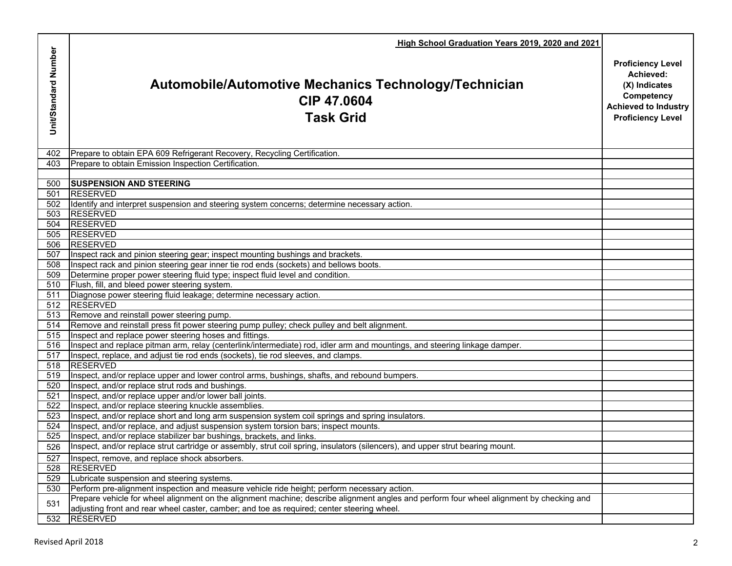| Unit/Standard Number | High School Graduation Years 2019, 2020 and 2021<br>**Automobile/Automotive Mechanics Technology/Technician**<br>**CIP 47.0604**<br>**Task Grid** | **Proficiency Level Achieved: (X) Indicates Competency Achieved to Industry Proficiency Level** |
|---|---|---|
| 402 | Prepare to obtain EPA 609 Refrigerant Recovery, Recycling Certification. | |
| 403 | Prepare to obtain Emission Inspection Certification. | |
| | | |
| 500 | **SUSPENSION AND STEERING** | |
| 501 | RESERVED | |
| 502 | Identify and interpret suspension and steering system concerns; determine necessary action. | |
| 503 | RESERVED | |
| 504 | RESERVED | |
| 505 | RESERVED | |
| 506 | RESERVED | |
| 507 | Inspect rack and pinion steering gear; inspect mounting bushings and brackets. | |
| 508 | Inspect rack and pinion steering gear inner tie rod ends (sockets) and bellows boots. | |
| 509 | Determine proper power steering fluid type; inspect fluid level and condition. | |
| 510 | Flush, fill, and bleed power steering system. | |
| 511 | Diagnose power steering fluid leakage; determine necessary action. | |
| 512 | RESERVED | |
| 513 | Remove and reinstall power steering pump. | |
| 514 | Remove and reinstall press fit power steering pump pulley; check pulley and belt alignment. | |
| 515 | Inspect and replace power steering hoses and fittings. | |
| 516 | Inspect and replace pitman arm, relay (centerlink/intermediate) rod, idler arm and mountings, and steering linkage damper. | |
| 517 | Inspect, replace, and adjust tie rod ends (sockets), tie rod sleeves, and clamps. | |
| 518 | RESERVED | |
| 519 | Inspect, and/or replace upper and lower control arms, bushings, shafts, and rebound bumpers. | |
| 520 | Inspect, and/or replace strut rods and bushings. | |
| 521 | Inspect, and/or replace upper and/or lower ball joints. | |
| 522 | Inspect, and/or replace steering knuckle assemblies. | |
| 523 | Inspect, and/or replace short and long arm suspension system coil springs and spring insulators. | |
| 524 | Inspect, and/or replace, and adjust suspension system torsion bars; inspect mounts. | |
| 525 | Inspect, and/or replace stabilizer bar bushings, brackets, and links. | |
| 526 | Inspect, and/or replace strut cartridge or assembly, strut coil spring, insulators (silencers), and upper strut bearing mount. | |
| 527 | Inspect, remove, and replace shock absorbers. | |
| 528 | RESERVED | |
| 529 | Lubricate suspension and steering systems. | |
| 530 | Perform pre-alignment inspection and measure vehicle ride height; perform necessary action. | |
| 531 | Prepare vehicle for wheel alignment on the alignment machine; describe alignment angles and perform four wheel alignment by checking and adjusting front and rear wheel caster, camber; and toe as required; center steering wheel. | |
| 532 | RESERVED | |

Revised April 2018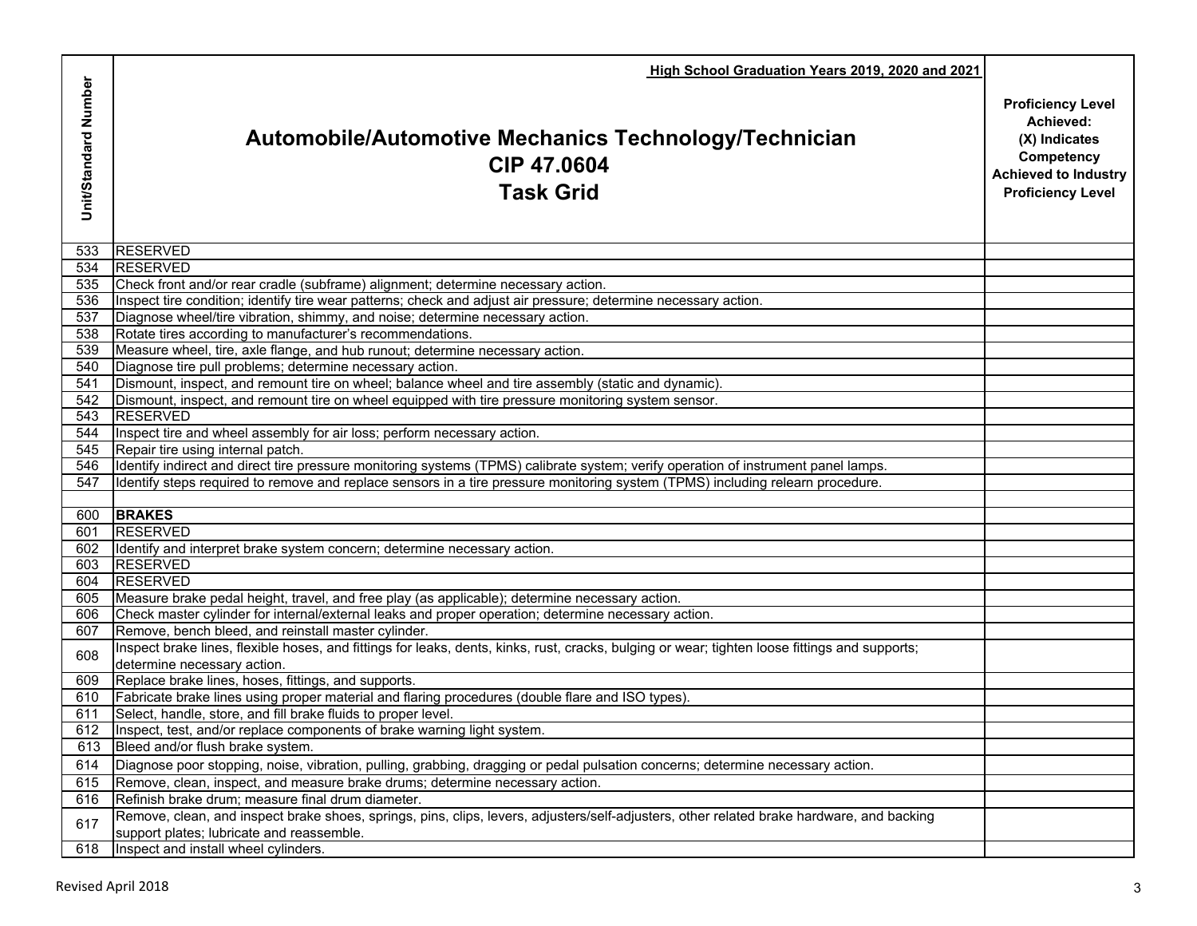| Unit/Standard Number | High School Graduation Years 2019, 2020 and 2021<br><br>**Automobile/Automotive Mechanics Technology/Technician**<br>**CIP 47.0604**<br>**Task Grid** | **Proficiency Level Achieved: (X) Indicates Competency Achieved to Industry Proficiency Level** |
|---|---|---|
| 533 | RESERVED | |
| 534 | RESERVED | |
| 535 | Check front and/or rear cradle (subframe) alignment; determine necessary action. | |
| 536 | Inspect tire condition; identify tire wear patterns; check and adjust air pressure; determine necessary action. | |
| 537 | Diagnose wheel/tire vibration, shimmy, and noise; determine necessary action. | |
| 538 | Rotate tires according to manufacturer's recommendations. | |
| 539 | Measure wheel, tire, axle flange, and hub runout; determine necessary action. | |
| 540 | Diagnose tire pull problems; determine necessary action. | |
| 541 | Dismount, inspect, and remount tire on wheel; balance wheel and tire assembly (static and dynamic). | |
| 542 | Dismount, inspect, and remount tire on wheel equipped with tire pressure monitoring system sensor. | |
| 543 | RESERVED | |
| 544 | Inspect tire and wheel assembly for air loss; perform necessary action. | |
| 545 | Repair tire using internal patch. | |
| 546 | Identify indirect and direct tire pressure monitoring systems (TPMS) calibrate system; verify operation of instrument panel lamps. | |
| 547 | Identify steps required to remove and replace sensors in a tire pressure monitoring system (TPMS) including relearn procedure. | |
| | | |
| 600 | **BRAKES** | |
| 601 | RESERVED | |
| 602 | Identify and interpret brake system concern; determine necessary action. | |
| 603 | RESERVED | |
| 604 | RESERVED | |
| 605 | Measure brake pedal height, travel, and free play (as applicable); determine necessary action. | |
| 606 | Check master cylinder for internal/external leaks and proper operation; determine necessary action. | |
| 607 | Remove, bench bleed, and reinstall master cylinder. | |
| 608 | Inspect brake lines, flexible hoses, and fittings for leaks, dents, kinks, rust, cracks, bulging or wear; tighten loose fittings and supports; determine necessary action. | |
| 609 | Replace brake lines, hoses, fittings, and supports. | |
| 610 | Fabricate brake lines using proper material and flaring procedures (double flare and ISO types). | |
| 611 | Select, handle, store, and fill brake fluids to proper level. | |
| 612 | Inspect, test, and/or replace components of brake warning light system. | |
| 613 | Bleed and/or flush brake system. | |
| 614 | Diagnose poor stopping, noise, vibration, pulling, grabbing, dragging or pedal pulsation concerns; determine necessary action. | |
| 615 | Remove, clean, inspect, and measure brake drums; determine necessary action. | |
| 616 | Refinish brake drum; measure final drum diameter. | |
| 617 | Remove, clean, and inspect brake shoes, springs, pins, clips, levers, adjusters/self-adjusters, other related brake hardware, and backing support plates; lubricate and reassemble. | |
| 618 | Inspect and install wheel cylinders. | |

Revised April 2018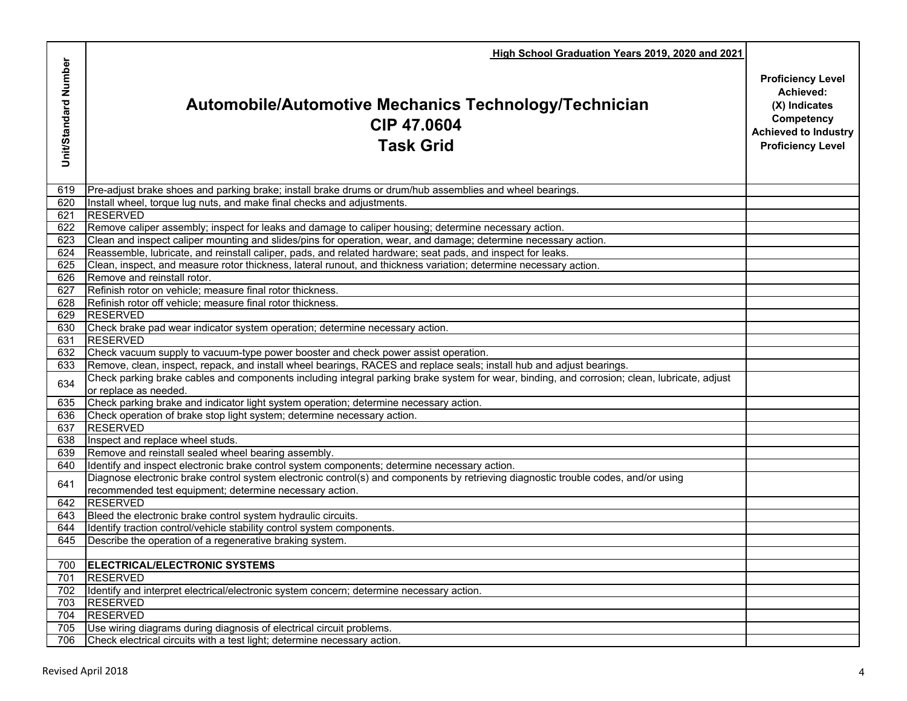| Unit/Standard Number | High School Graduation Years 2019, 2020 and 2021<br><br>**Automobile/Automotive Mechanics Technology/Technician**<br>**CIP 47.0604**<br>**Task Grid** | Proficiency Level Achieved: (X) Indicates Competency Achieved to Industry Proficiency Level |
|---|---|---|
| 619 | Pre-adjust brake shoes and parking brake; install brake drums or drum/hub assemblies and wheel bearings. | |
| 620 | Install wheel, torque lug nuts, and make final checks and adjustments. | |
| 621 | RESERVED | |
| 622 | Remove caliper assembly; inspect for leaks and damage to caliper housing; determine necessary action. | |
| 623 | Clean and inspect caliper mounting and slides/pins for operation, wear, and damage; determine necessary action. | |
| 624 | Reassemble, lubricate, and reinstall caliper, pads, and related hardware; seat pads, and inspect for leaks. | |
| 625 | Clean, inspect, and measure rotor thickness, lateral runout, and thickness variation; determine necessary action. | |
| 626 | Remove and reinstall rotor. | |
| 627 | Refinish rotor on vehicle; measure final rotor thickness. | |
| 628 | Refinish rotor off vehicle; measure final rotor thickness. | |
| 629 | RESERVED | |
| 630 | Check brake pad wear indicator system operation; determine necessary action. | |
| 631 | RESERVED | |
| 632 | Check vacuum supply to vacuum-type power booster and check power assist operation. | |
| 633 | Remove, clean, inspect, repack, and install wheel bearings, RACES and replace seals; install hub and adjust bearings. | |
| 634 | Check parking brake cables and components including integral parking brake system for wear, binding, and corrosion; clean, lubricate, adjust or replace as needed. | |
| 635 | Check parking brake and indicator light system operation; determine necessary action. | |
| 636 | Check operation of brake stop light system; determine necessary action. | |
| 637 | RESERVED | |
| 638 | Inspect and replace wheel studs. | |
| 639 | Remove and reinstall sealed wheel bearing assembly. | |
| 640 | Identify and inspect electronic brake control system components; determine necessary action. | |
| 641 | Diagnose electronic brake control system electronic control(s) and components by retrieving diagnostic trouble codes, and/or using recommended test equipment; determine necessary action. | |
| 642 | RESERVED | |
| 643 | Bleed the electronic brake control system hydraulic circuits. | |
| 644 | Identify traction control/vehicle stability control system components. | |
| 645 | Describe the operation of a regenerative braking system. | |
| | | |
| 700 | **ELECTRICAL/ELECTRONIC SYSTEMS** | |
| 701 | RESERVED | |
| 702 | Identify and interpret electrical/electronic system concern; determine necessary action. | |
| 703 | RESERVED | |
| 704 | RESERVED | |
| 705 | Use wiring diagrams during diagnosis of electrical circuit problems. | |
| 706 | Check electrical circuits with a test light; determine necessary action. | |

Revised April 2018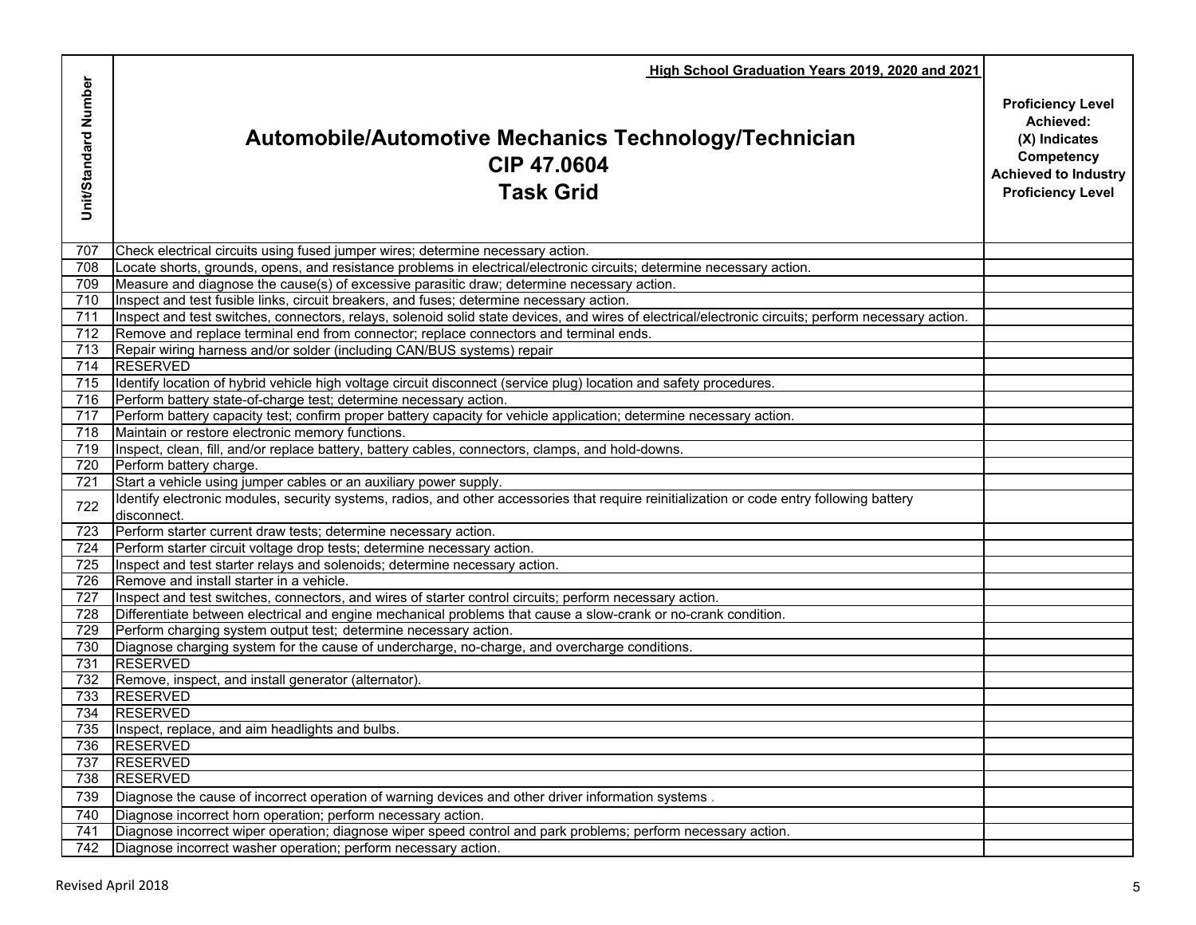| Unit/Standard Number | High School Graduation Years 2019, 2020 and 2021<br>**Automobile/Automotive Mechanics Technology/Technician**<br>**CIP 47.0604**<br>**Task Grid** | Proficiency Level Achieved: (X) Indicates Competency Achieved to Industry Proficiency Level |
|---|---|---|
| 707 | Check electrical circuits using fused jumper wires; determine necessary action. | |
| 708 | Locate shorts, grounds, opens, and resistance problems in electrical/electronic circuits; determine necessary action. | |
| 709 | Measure and diagnose the cause(s) of excessive parasitic draw; determine necessary action. | |
| 710 | Inspect and test fusible links, circuit breakers, and fuses; determine necessary action. | |
| 711 | Inspect and test switches, connectors, relays, solenoid solid state devices, and wires of electrical/electronic circuits; perform necessary action. | |
| 712 | Remove and replace terminal end from connector; replace connectors and terminal ends. | |
| 713 | Repair wiring harness and/or solder (including CAN/BUS systems) repair | |
| 714 | RESERVED | |
| 715 | Identify location of hybrid vehicle high voltage circuit disconnect (service plug) location and safety procedures. | |
| 716 | Perform battery state-of-charge test; determine necessary action. | |
| 717 | Perform battery capacity test; confirm proper battery capacity for vehicle application; determine necessary action. | |
| 718 | Maintain or restore electronic memory functions. | |
| 719 | Inspect, clean, fill, and/or replace battery, battery cables, connectors, clamps, and hold-downs. | |
| 720 | Perform battery charge. | |
| 721 | Start a vehicle using jumper cables or an auxiliary power supply. | |
| 722 | Identify electronic modules, security systems, radios, and other accessories that require reinitialization or code entry following battery disconnect. | |
| 723 | Perform starter current draw tests; determine necessary action. | |
| 724 | Perform starter circuit voltage drop tests; determine necessary action. | |
| 725 | Inspect and test starter relays and solenoids; determine necessary action. | |
| 726 | Remove and install starter in a vehicle. | |
| 727 | Inspect and test switches, connectors, and wires of starter control circuits; perform necessary action. | |
| 728 | Differentiate between electrical and engine mechanical problems that cause a slow-crank or no-crank condition. | |
| 729 | Perform charging system output test; determine necessary action. | |
| 730 | Diagnose charging system for the cause of undercharge, no-charge, and overcharge conditions. | |
| 731 | RESERVED | |
| 732 | Remove, inspect, and install generator (alternator). | |
| 733 | RESERVED | |
| 734 | RESERVED | |
| 735 | Inspect, replace, and aim headlights and bulbs. | |
| 736 | RESERVED | |
| 737 | RESERVED | |
| 738 | RESERVED | |
| 739 | Diagnose the cause of incorrect operation of warning devices and other driver information systems . | |
| 740 | Diagnose incorrect horn operation; perform necessary action. | |
| 741 | Diagnose incorrect wiper operation; diagnose wiper speed control and park problems; perform necessary action. | |
| 742 | Diagnose incorrect washer operation; perform necessary action. | |

Revised April 2018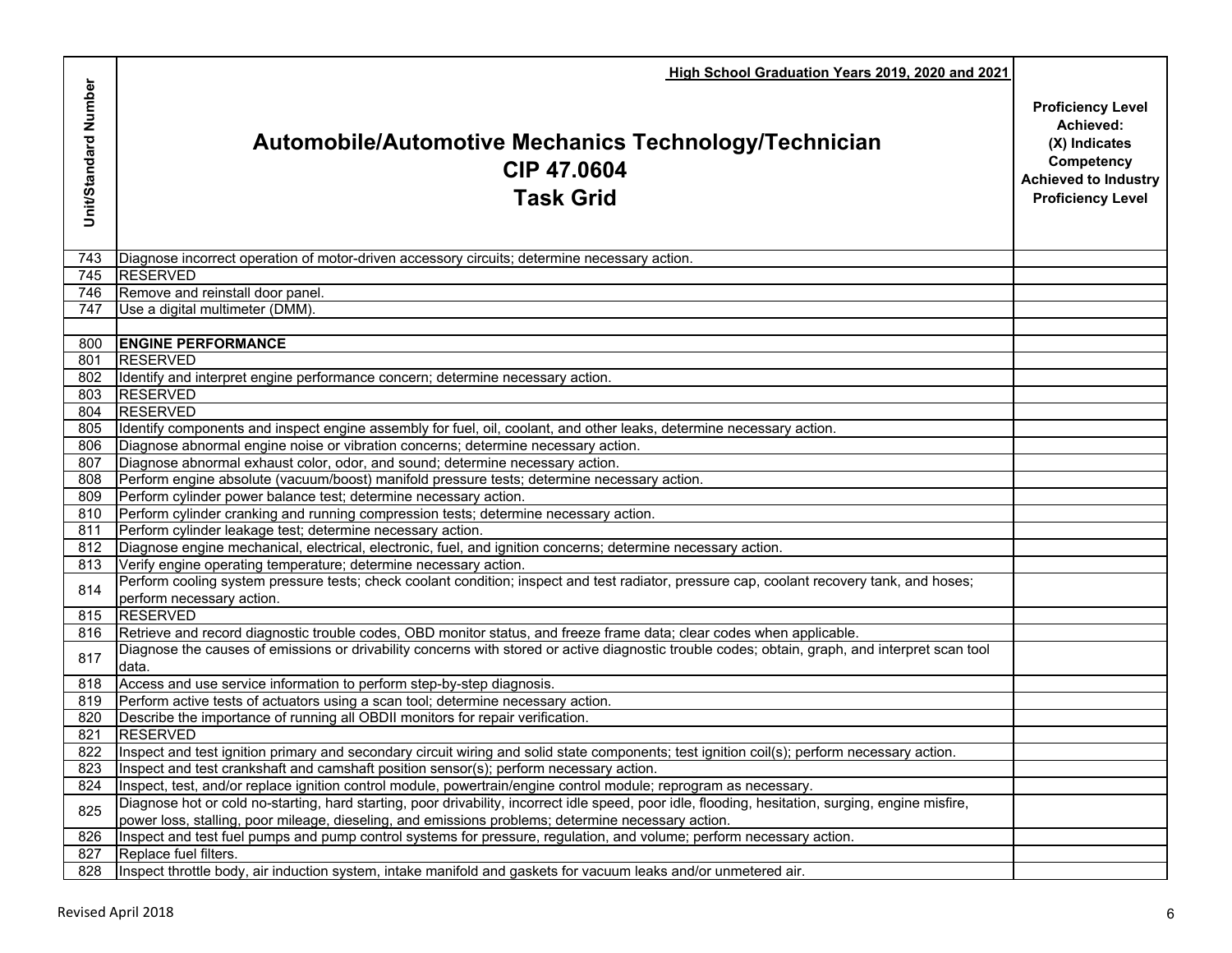High School Graduation Years 2019, 2020 and 2021

| Unit/Standard Number | Automobile/Automotive Mechanics Technology/Technician<br>CIP 47.0604<br>Task Grid | Proficiency Level Achieved:<br>(X) Indicates Competency Achieved to Industry Proficiency Level |
|---|---|---|
| 743 | Diagnose incorrect operation of motor-driven accessory circuits; determine necessary action. | |
| 745 | RESERVED | |
| 746 | Remove and reinstall door panel. | |
| 747 | Use a digital multimeter (DMM). | |
| | | |
| 800 | **ENGINE PERFORMANCE** | |
| 801 | RESERVED | |
| 802 | Identify and interpret engine performance concern; determine necessary action. | |
| 803 | RESERVED | |
| 804 | RESERVED | |
| 805 | Identify components and inspect engine assembly for fuel, oil, coolant, and other leaks, determine necessary action. | |
| 806 | Diagnose abnormal engine noise or vibration concerns; determine necessary action. | |
| 807 | Diagnose abnormal exhaust color, odor, and sound; determine necessary action. | |
| 808 | Perform engine absolute (vacuum/boost) manifold pressure tests; determine necessary action. | |
| 809 | Perform cylinder power balance test; determine necessary action. | |
| 810 | Perform cylinder cranking and running compression tests; determine necessary action. | |
| 811 | Perform cylinder leakage test; determine necessary action. | |
| 812 | Diagnose engine mechanical, electrical, electronic, fuel, and ignition concerns; determine necessary action. | |
| 813 | Verify engine operating temperature; determine necessary action. | |
| 814 | Perform cooling system pressure tests; check coolant condition; inspect and test radiator, pressure cap, coolant recovery tank, and hoses; perform necessary action. | |
| 815 | RESERVED | |
| 816 | Retrieve and record diagnostic trouble codes, OBD monitor status, and freeze frame data; clear codes when applicable. | |
| 817 | Diagnose the causes of emissions or drivability concerns with stored or active diagnostic trouble codes; obtain, graph, and interpret scan tool data. | |
| 818 | Access and use service information to perform step-by-step diagnosis. | |
| 819 | Perform active tests of actuators using a scan tool; determine necessary action. | |
| 820 | Describe the importance of running all OBDII monitors for repair verification. | |
| 821 | RESERVED | |
| 822 | Inspect and test ignition primary and secondary circuit wiring and solid state components; test ignition coil(s); perform necessary action. | |
| 823 | Inspect and test crankshaft and camshaft position sensor(s); perform necessary action. | |
| 824 | Inspect, test, and/or replace ignition control module, powertrain/engine control module; reprogram as necessary. | |
| 825 | Diagnose hot or cold no-starting, hard starting, poor drivability, incorrect idle speed, poor idle, flooding, hesitation, surging, engine misfire, power loss, stalling, poor mileage, dieseling, and emissions problems; determine necessary action. | |
| 826 | Inspect and test fuel pumps and pump control systems for pressure, regulation, and volume; perform necessary action. | |
| 827 | Replace fuel filters. | |
| 828 | Inspect throttle body, air induction system, intake manifold and gaskets for vacuum leaks and/or unmetered air. | |

Revised April 2018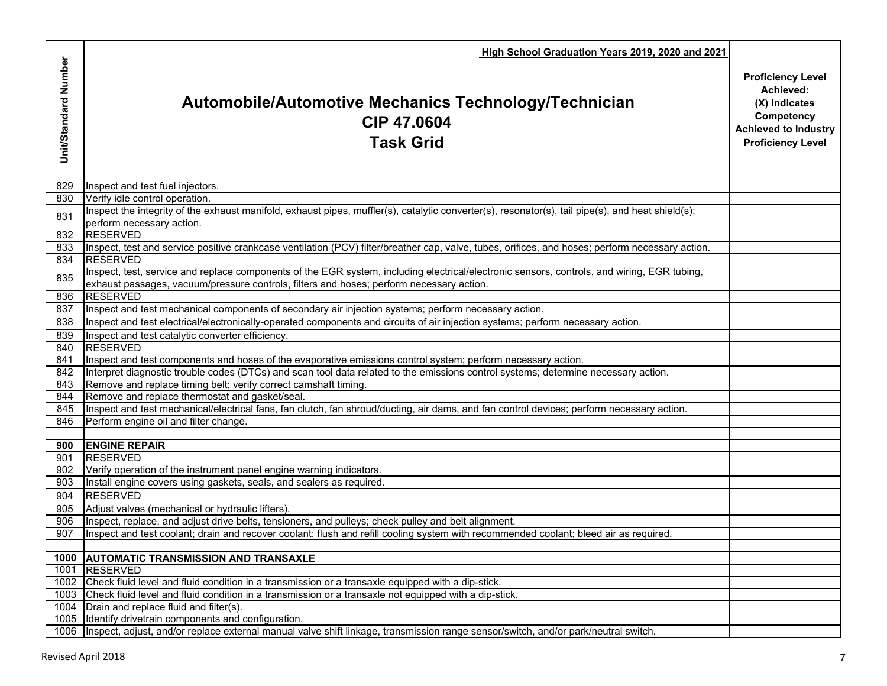| Unit/Standard Number | High School Graduation Years 2019, 2020 and 2021<br>**Automobile/Automotive Mechanics Technology/Technician**<br>**CIP 47.0604**<br>**Task Grid** | Proficiency Level Achieved: (X) Indicates Competency Achieved to Industry Proficiency Level |
|---|---|---|
| 829 | Inspect and test fuel injectors. | |
| 830 | Verify idle control operation. | |
| 831 | Inspect the integrity of the exhaust manifold, exhaust pipes, muffler(s), catalytic converter(s), resonator(s), tail pipe(s), and heat shield(s); perform necessary action. | |
| 832 | RESERVED | |
| 833 | Inspect, test and service positive crankcase ventilation (PCV) filter/breather cap, valve, tubes, orifices, and hoses; perform necessary action. | |
| 834 | RESERVED | |
| 835 | Inspect, test, service and replace components of the EGR system, including electrical/electronic sensors, controls, and wiring, EGR tubing, exhaust passages, vacuum/pressure controls, filters and hoses; perform necessary action. | |
| 836 | RESERVED | |
| 837 | Inspect and test mechanical components of secondary air injection systems; perform necessary action. | |
| 838 | Inspect and test electrical/electronically-operated components and circuits of air injection systems; perform necessary action. | |
| 839 | Inspect and test catalytic converter efficiency. | |
| 840 | RESERVED | |
| 841 | Inspect and test components and hoses of the evaporative emissions control system; perform necessary action. | |
| 842 | Interpret diagnostic trouble codes (DTCs) and scan tool data related to the emissions control systems; determine necessary action. | |
| 843 | Remove and replace timing belt; verify correct camshaft timing. | |
| 844 | Remove and replace thermostat and gasket/seal. | |
| 845 | Inspect and test mechanical/electrical fans, fan clutch, fan shroud/ducting, air dams, and fan control devices; perform necessary action. | |
| 846 | Perform engine oil and filter change. | |
| | | |
| **900** | **ENGINE REPAIR** | |
| 901 | RESERVED | |
| 902 | Verify operation of the instrument panel engine warning indicators. | |
| 903 | Install engine covers using gaskets, seals, and sealers as required. | |
| 904 | RESERVED | |
| 905 | Adjust valves (mechanical or hydraulic lifters). | |
| 906 | Inspect, replace, and adjust drive belts, tensioners, and pulleys; check pulley and belt alignment. | |
| 907 | Inspect and test coolant; drain and recover coolant; flush and refill cooling system with recommended coolant; bleed air as required. | |
| | | |
| **1000** | **AUTOMATIC TRANSMISSION AND TRANSAXLE** | |
| 1001 | RESERVED | |
| 1002 | Check fluid level and fluid condition in a transmission or a transaxle equipped with a dip-stick. | |
| 1003 | Check fluid level and fluid condition in a transmission or a transaxle not equipped with a dip-stick. | |
| 1004 | Drain and replace fluid and filter(s). | |
| 1005 | Identify drivetrain components and configuration. | |
| 1006 | Inspect, adjust, and/or replace external manual valve shift linkage, transmission range sensor/switch, and/or park/neutral switch. | |

Revised April 2018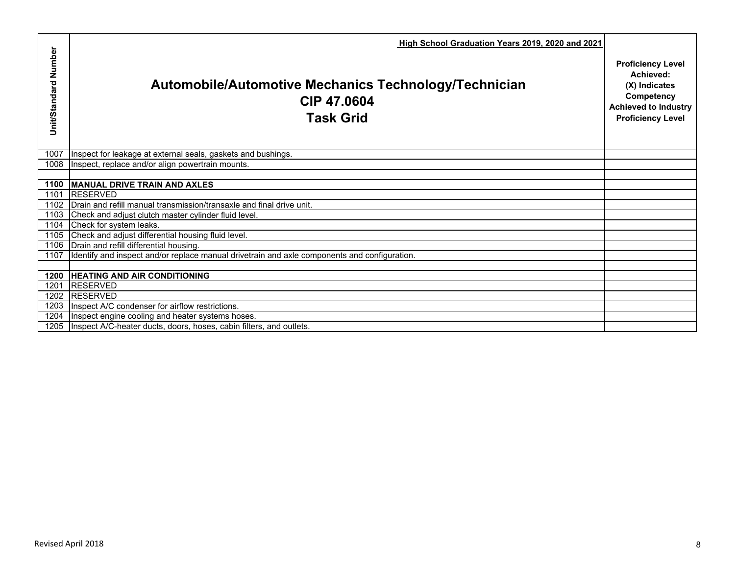| Unit/Standard Number | High School Graduation Years 2019, 2020 and 2021<br>**Automobile/Automotive Mechanics Technology/Technician**<br>**CIP 47.0604**<br>**Task Grid** | Proficiency Level Achieved: (X) Indicates Competency Achieved to Industry Proficiency Level |
|---|---|---|
| 1007 | Inspect for leakage at external seals, gaskets and bushings. | |
| 1008 | Inspect, replace and/or align powertrain mounts. | |
| | | |
| **1100** | **MANUAL DRIVE TRAIN AND AXLES** | |
| 1101 | RESERVED | |
| 1102 | Drain and refill manual transmission/transaxle and final drive unit. | |
| 1103 | Check and adjust clutch master cylinder fluid level. | |
| 1104 | Check for system leaks. | |
| 1105 | Check and adjust differential housing fluid level. | |
| 1106 | Drain and refill differential housing. | |
| 1107 | Identify and inspect and/or replace manual drivetrain and axle components and configuration. | |
| | | |
| **1200** | **HEATING AND AIR CONDITIONING** | |
| 1201 | RESERVED | |
| 1202 | RESERVED | |
| 1203 | Inspect A/C condenser for airflow restrictions. | |
| 1204 | Inspect engine cooling and heater systems hoses. | |
| 1205 | Inspect A/C-heater ducts, doors, hoses, cabin filters, and outlets. | |

Revised April 2018